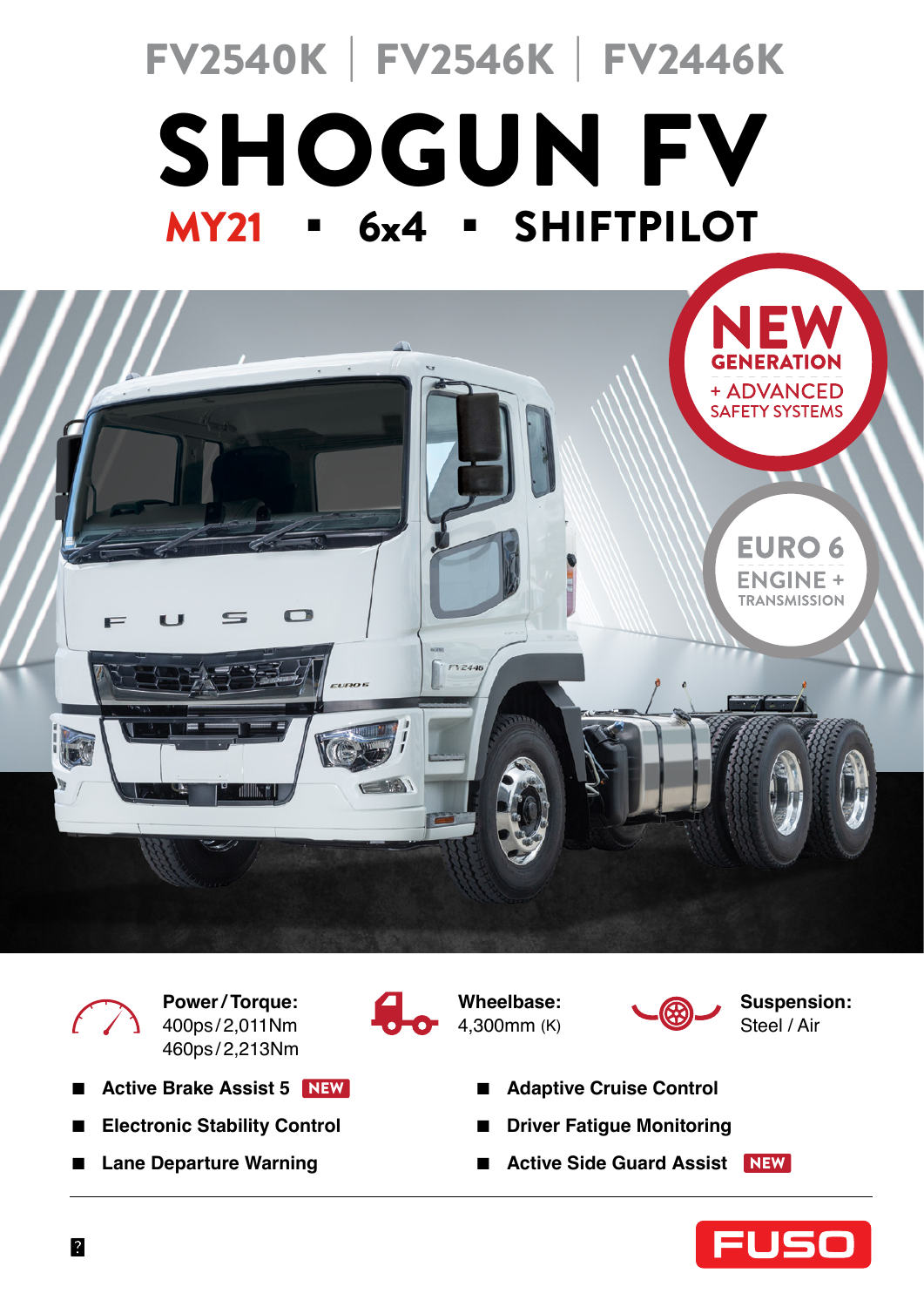FV2540K | FV2546K | FV2446K

# SHOGUN FV

## MY21 ▪ 6x4 ▪ SHIFTPILOT

**NEW GENERATION + ADVANCED SAFETY SYSTEMS**

**EURO 6 ENGINE + TRANSMISSION**

**Power / Torque:**
400ps / 2,011Nm
460ps / 2,213Nm

**Wheelbase:**
4,300mm (K)

**Suspension:**
Steel / Air

- **Active Brake Assist 5** NEW
- **Electronic Stability Control**
- **Lane Departure Warning**
- **Adaptive Cruise Control**
- **Driver Fatigue Monitoring**
- **Active Side Guard Assist** NEW

FUSO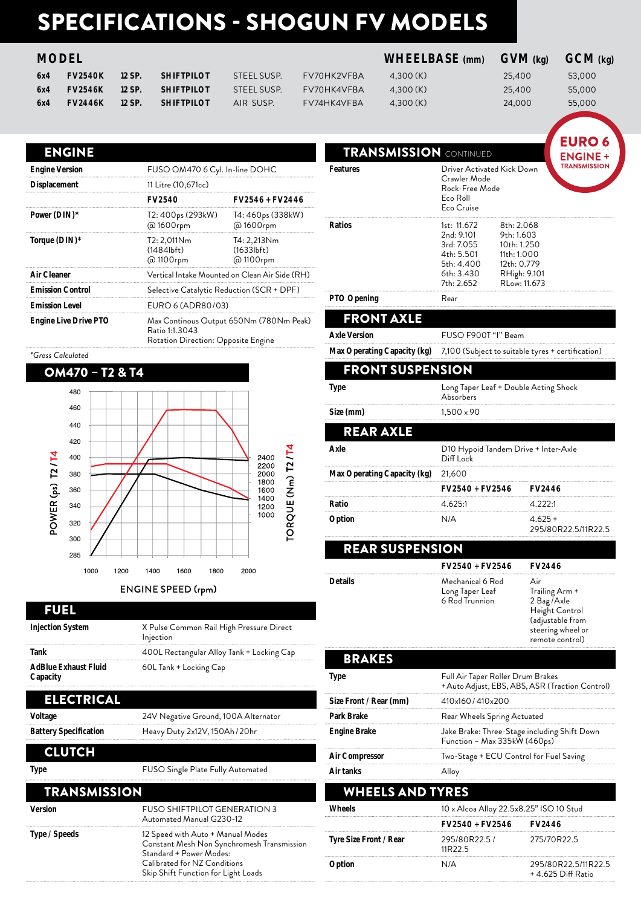# SPECIFICATIONS - SHOGUN FV MODELS

| MODEL | | | | | | WHEELBASE (mm) | GVM (kg) | GCM (kg) |
|---|---|---|---|---|---|---|---|---|
| 6x4 | FV2540K | 12 SP. | SHIFTPILOT | STEEL SUSP. | FV70HK2VFBA | 4,300 (K) | 25,400 | 53,000 |
| 6x4 | FV2546K | 12 SP. | SHIFTPILOT | STEEL SUSP. | FV70HK4VFBA | 4,300 (K) | 25,400 | 55,000 |
| 6x4 | FV2446K | 12 SP. | SHIFTPILOT | AIR SUSP. | FV74HK4VFBA | 4,300 (K) | 24,000 | 55,000 |

EURO 6 ENGINE + TRANSMISSION

## ENGINE

| | | |
|---|---|---|
| Engine Version | FUSO OM470 6 Cyl. In-line DOHC | |
| Displacement | 11 Litre (10,671cc) | |
| | **FV2540** | **FV2546 + FV2446** |
| Power (DIN)* | T2: 400ps (293kW) @ 1600rpm | T4: 460ps (338kW) @ 1600rpm |
| Torque (DIN)* | T2: 2,011Nm (1484lbft) @ 1100rpm | T4: 2,213Nm (1633lbft) @ 1100rpm |
| Air Cleaner | Vertical Intake Mounted on Clean Air Side (RH) | |
| Emission Control | Selective Catalytic Reduction (SCR + DPF) | |
| Emission Level | EURO 6 (ADR80/03) | |
| Engine Live Drive PTO | Max Continous Output 650Nm (780Nm Peak)<br>Ratio 1:1.3043<br>Rotation Direction: Opposite Engine | |

*Gross Calculated

## OM470 – T2 & T4

POWER (ps) T2/T4 — TORQUE (Nm) T2/T4 — ENGINE SPEED (rpm)

## FUEL

| | |
|---|---|
| Injection System | X Pulse Common Rail High Pressure Direct Injection |
| Tank | 400L Rectangular Alloy Tank + Locking Cap |
| AdBlue Exhaust Fluid Capacity | 60L Tank + Locking Cap |

## ELECTRICAL

| | |
|---|---|
| Voltage | 24V Negative Ground, 100A Alternator |
| Battery Specification | Heavy Duty 2x12V, 150Ah/20hr |

## CLUTCH

| | |
|---|---|
| Type | FUSO Single Plate Fully Automated |

## TRANSMISSION

| | |
|---|---|
| Version | FUSO SHIFTPILOT GENERATION 3<br>Automated Manual G230-12 |
| Type / Speeds | 12 Speed with Auto + Manual Modes<br>Constant Mesh Non Synchromesh Transmission<br>Standard + Power Modes:<br>Calibrated for NZ Conditions<br>Skip Shift Function for Light Loads |

## TRANSMISSION CONTINUED

| | | |
|---|---|---|
| Features | Driver Activated Kick Down<br>Crawler Mode<br>Rock-Free Mode<br>Eco Roll<br>Eco Cruise | |
| Ratios | 1st: 11.672<br>2nd: 9.101<br>3rd: 7.055<br>4th: 5.501<br>5th: 4.400<br>6th: 3.430<br>7th: 2.652 | 8th: 2.068<br>9th: 1.603<br>10th: 1.250<br>11th: 1.000<br>12th: 0.779<br>RHigh: 9.101<br>RLow: 11.673 |
| PTO Opening | Rear | |

## FRONT AXLE

| | |
|---|---|
| Axle Version | FUSO F900T "I" Beam |
| Max Operating Capacity (kg) | 7,100 (Subject to suitable tyres + certification) |

## FRONT SUSPENSION

| | |
|---|---|
| Type | Long Taper Leaf + Double Acting Shock Absorbers |
| Size (mm) | 1,500 x 90 |

## REAR AXLE

| | | |
|---|---|---|
| Axle | D10 Hypoid Tandem Drive + Inter-Axle Diff Lock | |
| Max Operating Capacity (kg) | 21,600 | |
| | **FV2540 + FV2546** | **FV2446** |
| Ratio | 4.625:1 | 4.222:1 |
| Option | N/A | 4.625 + 295/80R22.5/11R22.5 |

## REAR SUSPENSION

| | | |
|---|---|---|
| | **FV2540 + FV2546** | **FV2446** |
| Details | Mechanical 6 Rod<br>Long Taper Leaf<br>6 Rod Trunnion | Air<br>Trailing Arm +<br>2 Bag/Axle<br>Height Control<br>(adjustable from steering wheel or remote control) |

## BRAKES

| | |
|---|---|
| Type | Full Air Taper Roller Drum Brakes<br>+ Auto Adjust, EBS, ABS, ASR (Traction Control) |
| Size Front / Rear (mm) | 410x160 / 410x200 |
| Park Brake | Rear Wheels Spring Actuated |
| Engine Brake | Jake Brake: Three-Stage including Shift Down Function – Max 335kW (460ps) |
| Air Compressor | Two-Stage + ECU Control for Fuel Saving |
| Air tanks | Alloy |

## WHEELS AND TYRES

| | | |
|---|---|---|
| Wheels | 10 x Alcoa Alloy 22.5x8.25" ISO 10 Stud | |
| | **FV2540 + FV2546** | **FV2446** |
| Tyre Size Front / Rear | 295/80R22.5 / 11R22.5 | 275/70R22.5 |
| Option | N/A | 295/80R22.5/11R22.5 + 4.625 Diff Ratio |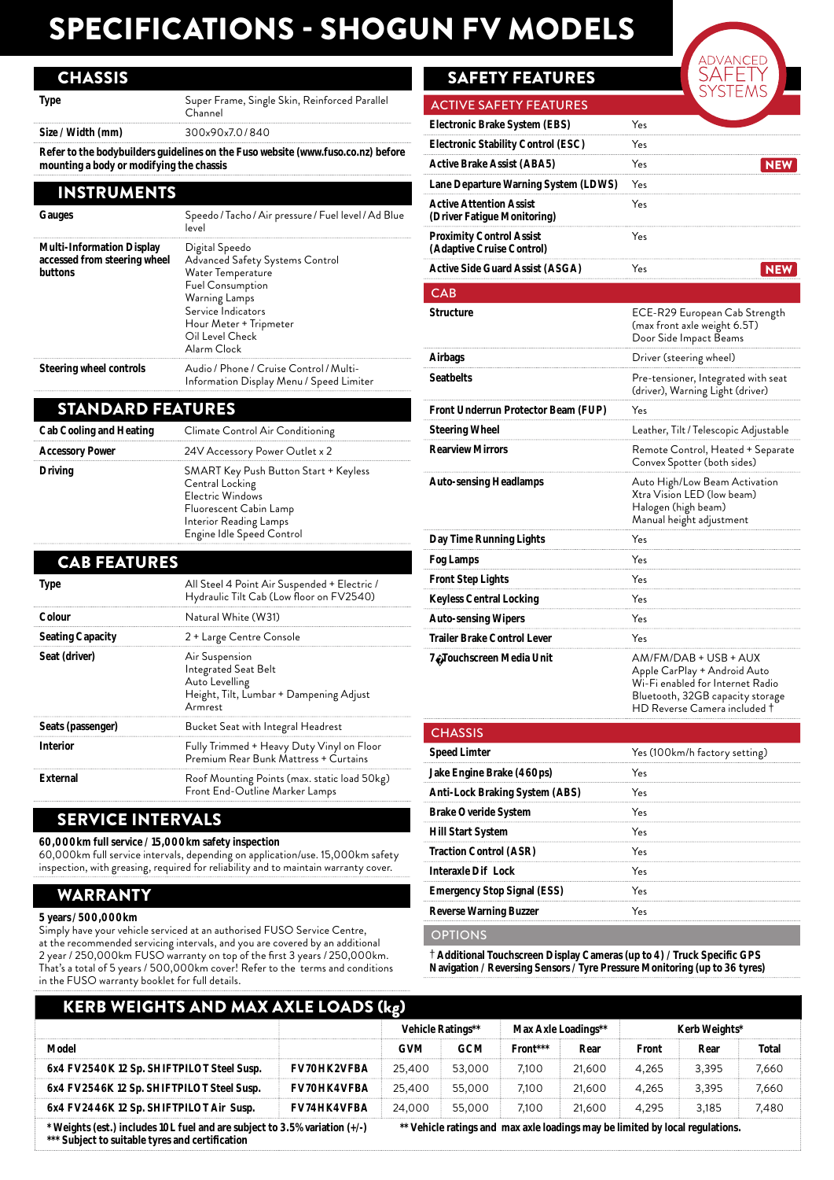# SPECIFICATIONS - SHOGUN FV MODELS

## CHASSIS

| | |
|---|---|
| **Type** | Super Frame, Single Skin, Reinforced Parallel Channel |
| **Size / Width (mm)** | 300x90x7.0 / 840 |

**Refer to the bodybuilders guidelines on the Fuso website (www.fuso.co.nz) before mounting a body or modifying the chassis**

## INSTRUMENTS

| | |
|---|---|
| **Gauges** | Speedo / Tacho / Air pressure / Fuel level / Ad Blue level |
| **Multi-Information Display accessed from steering wheel buttons** | Digital Speedo<br>Advanced Safety Systems Control<br>Water Temperature<br>Fuel Consumption<br>Warning Lamps<br>Service Indicators<br>Hour Meter + Tripmeter<br>Oil Level Check<br>Alarm Clock |
| **Steering wheel controls** | Audio / Phone / Cruise Control / Multi-Information Display Menu / Speed Limiter |

## STANDARD FEATURES

| | |
|---|---|
| **Cab Cooling and Heating** | Climate Control Air Conditioning |
| **Accessory Power** | 24V Accessory Power Outlet x 2 |
| **Driving** | SMART Key Push Button Start + Keyless<br>Central Locking<br>Electric Windows<br>Fluorescent Cabin Lamp<br>Interior Reading Lamps<br>Engine Idle Speed Control |

## CAB FEATURES

| | |
|---|---|
| **Type** | All Steel 4 Point Air Suspended + Electric / Hydraulic Tilt Cab (Low floor on FV2540) |
| **Colour** | Natural White (W31) |
| **Seating Capacity** | 2 + Large Centre Console |
| **Seat (driver)** | Air Suspension<br>Integrated Seat Belt<br>Auto Levelling<br>Height, Tilt, Lumbar + Dampening Adjust<br>Armrest |
| **Seats (passenger)** | Bucket Seat with Integral Headrest |
| **Interior** | Fully Trimmed + Heavy Duty Vinyl on Floor<br>Premium Rear Bunk Mattress + Curtains |
| **External** | Roof Mounting Points (max. static load 50kg)<br>Front End-Outline Marker Lamps |

## SERVICE INTERVALS

**60,000km full service / 15,000km safety inspection**
60,000km full service intervals, depending on application/use. 15,000km safety inspection, with greasing, required for reliability and to maintain warranty cover.

## WARRANTY

**5 years / 500,000km**
Simply have your vehicle serviced at an authorised FUSO Service Centre, at the recommended servicing intervals, and you are covered by an additional 2 year / 200,000km FUSO warranty on top of the first 3 years / 250,000km. That's a total of 5 years / 500,000km cover! Refer to the terms and conditions in the FUSO warranty booklet for full details.

## SAFETY FEATURES

ADVANCED SAFETY SYSTEMS

### ACTIVE SAFETY FEATURES

| | | |
|---|---|---|
| **Electronic Brake System (EBS)** | Yes | |
| **Electronic Stability Control (ESC)** | Yes | |
| **Active Brake Assist (ABA5)** | Yes | NEW |
| **Lane Departure Warning System (LDWS)** | Yes | |
| **Active Attention Assist (Driver Fatigue Monitoring)** | Yes | |
| **Proximity Control Assist (Adaptive Cruise Control)** | Yes | |
| **Active Side Guard Assist (ASGA)** | Yes | NEW |

### CAB

| | |
|---|---|
| **Structure** | ECE-R29 European Cab Strength (max front axle weight 6.5T)<br>Door Side Impact Beams |
| **Airbags** | Driver (steering wheel) |
| **Seatbelts** | Pre-tensioner, Integrated with seat (driver), Warning Light (driver) |
| **Front Underrun Protector Beam (FUP)** | Yes |
| **Steering Wheel** | Leather, Tilt / Telescopic Adjustable |
| **Rearview Mirrors** | Remote Control, Heated + Separate Convex Spotter (both sides) |
| **Auto-sensing Headlamps** | Auto High/Low Beam Activation<br>Xtra Vision LED (low beam)<br>Halogen (high beam)<br>Manual height adjustment |
| **Day Time Running Lights** | Yes |
| **Fog Lamps** | Yes |
| **Front Step Lights** | Yes |
| **Keyless Central Locking** | Yes |
| **Auto-sensing Wipers** | Yes |
| **Trailer Brake Control Lever** | Yes |
| **7�Touchscreen Media Unit** | AM/FM/DAB + USB + AUX<br>Apple CarPlay + Android Auto<br>Wi-Fi enabled for Internet Radio<br>Bluetooth, 32GB capacity storage<br>HD Reverse Camera included † |

### CHASSIS

| | |
|---|---|
| **Speed Limter** | Yes (100km/h factory setting) |
| **Jake Engine Brake (460ps)** | Yes |
| **Anti-Lock Braking System (ABS)** | Yes |
| **Brake Overide System** | Yes |
| **Hill Start System** | Yes |
| **Traction Control (ASR)** | Yes |
| **Interaxle Dif Lock** | Yes |
| **Emergency Stop Signal (ESS)** | Yes |
| **Reverse Warning Buzzer** | Yes |

### OPTIONS

**† Additional Touchscreen Display Cameras (up to 4) / Truck Specific GPS Navigation / Reversing Sensors / Tyre Pressure Monitoring (up to 36 tyres)**

## KERB WEIGHTS AND MAX AXLE LOADS (kg)

| | | Vehicle Ratings** | | Max Axle Loadings** | | Kerb Weights* | | |
|---|---|---|---|---|---|---|---|---|
| **Model** | | **GVM** | **GCM** | **Front*** ** | **Rear** | **Front** | **Rear** | **Total** |
| **6x4 FV2540K 12 Sp. SHIFTPILOT Steel Susp.** | **FV70HK2VFBA** | 25,400 | 53,000 | 7,100 | 21,600 | 4,265 | 3,395 | 7,660 |
| **6x4 FV2546K 12 Sp. SHIFTPILOT Steel Susp.** | **FV70HK4VFBA** | 25,400 | 55,000 | 7,100 | 21,600 | 4,265 | 3,395 | 7,660 |
| **6x4 FV2446K 12 Sp. SHIFTPILOT Air Susp.** | **FV74HK4VFBA** | 24,000 | 55,000 | 7,100 | 21,600 | 4,295 | 3,185 | 7,480 |

**\* Weights (est.) includes 10L fuel and are subject to 3.5% variation (+/-)**
**\*\*\* Subject to suitable tyres and certification**
**\*\* Vehicle ratings and max axle loadings may be limited by local regulations.**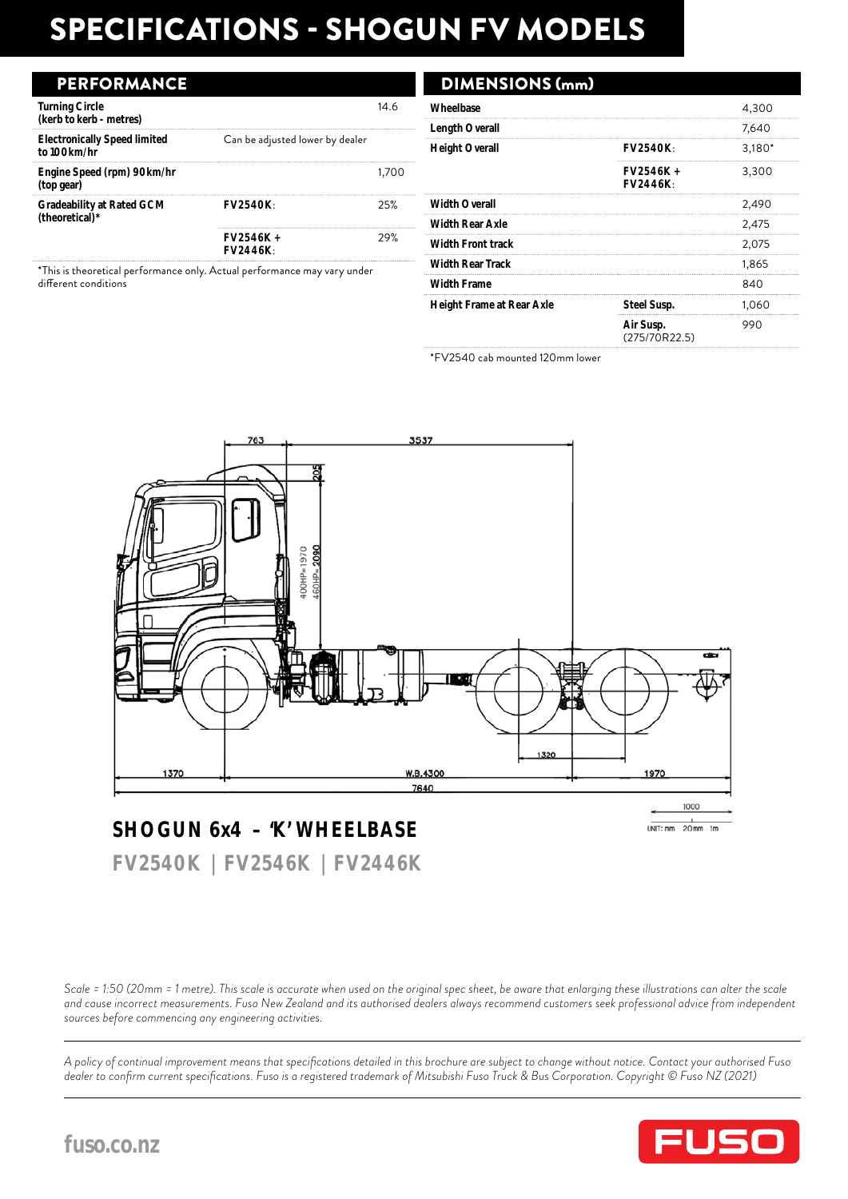# SPECIFICATIONS - SHOGUN FV MODELS

## PERFORMANCE

| | | |
|---|---|---|
| **Turning Circle (kerb to kerb - metres)** | | 14.6 |
| **Electronically Speed limited to 100km/hr** | Can be adjusted lower by dealer | |
| **Engine Speed (rpm) 90km/hr (top gear)** | | 1,700 |
| **Gradeability at Rated GCM (theoretical)*** | **FV2540K**: | 25% |
| | **FV2546K + FV2446K**: | 29% |

*This is theoretical performance only. Actual performance may vary under different conditions

## DIMENSIONS (mm)

| | | |
|---|---|---|
| **Wheelbase** | | 4,300 |
| **Length Overall** | | 7,640 |
| **Height Overall** | **FV2540K**: | 3,180* |
| | **FV2546K + FV2446K**: | 3,300 |
| **Width Overall** | | 2,490 |
| **Width Rear Axle** | | 2,475 |
| **Width Front track** | | 2,075 |
| **Width Rear Track** | | 1,865 |
| **Width Frame** | | 840 |
| **Height Frame at Rear Axle** | **Steel Susp.** | 1,060 |
| | **Air Susp.** (275/70R22.5) | 990 |

*FV2540 cab mounted 120mm lower

763
3537
205
400HP=1970
460HP=2090
1320
1370
W.B.4300
1970
7640
1000
UNIT: mm 20mm 1m

## SHOGUN 6x4 – 'K' WHEELBASE

### FV2540K | FV2546K | FV2446K

*Scale = 1:50 (20mm = 1 metre). This scale is accurate when used on the original spec sheet, be aware that enlarging these illustrations can alter the scale and cause incorrect measurements. Fuso New Zealand and its authorised dealers always recommend customers seek professional advice from independent sources before commencing any engineering activities.*

*A policy of continual improvement means that specifications detailed in this brochure are subject to change without notice. Contact your authorised Fuso dealer to confirm current specifications. Fuso is a registered trademark of Mitsubishi Fuso Truck & Bus Corporation. Copyright © Fuso NZ (2021)*

fuso.co.nz

FUSO